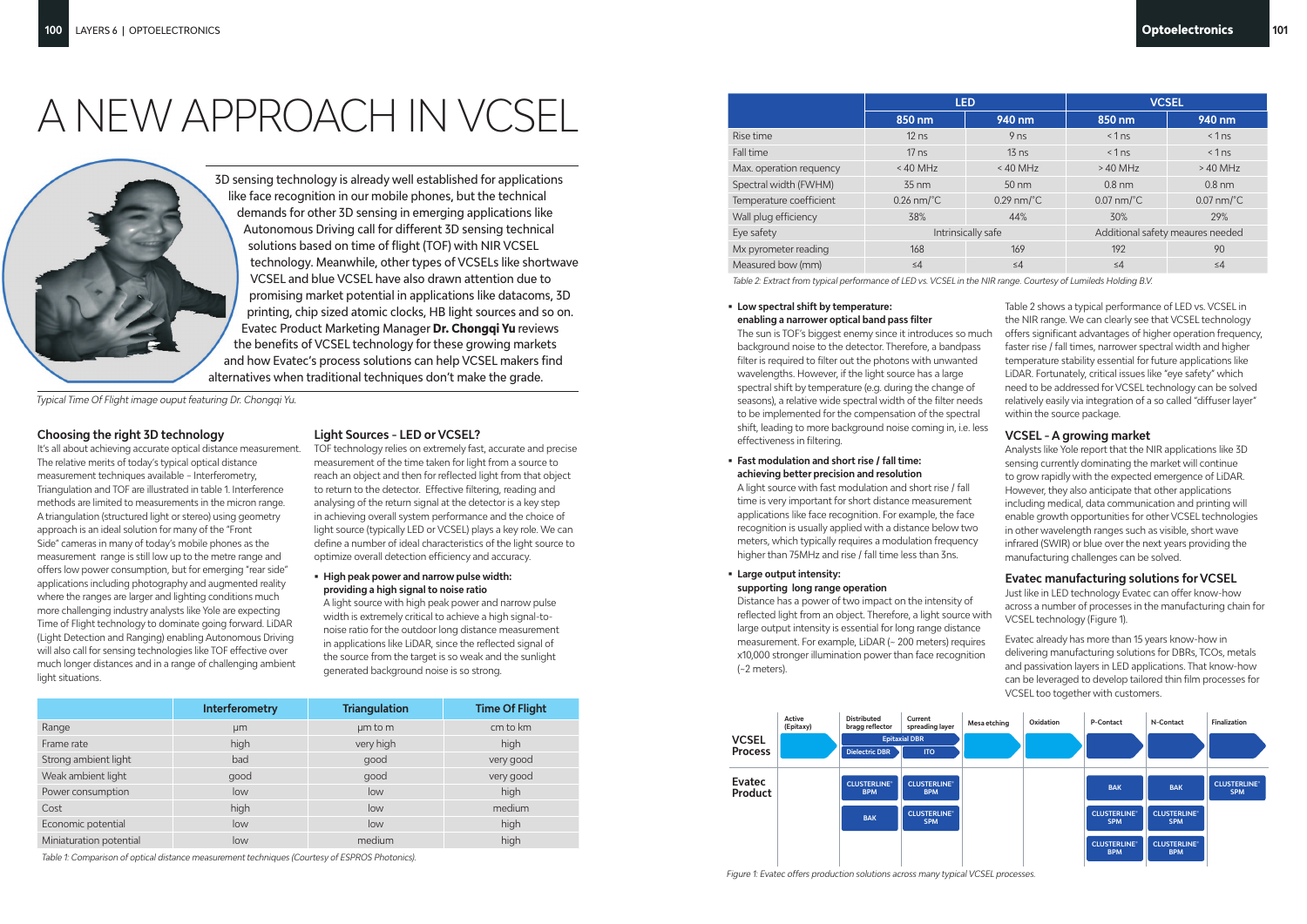# A NEW APPROACH IN VCSEL

3D sensing technology is already well established for applications like face recognition in our mobile phones, but the technical demands for other 3D sensing in emerging applications like Autonomous Driving call for different 3D sensing technical solutions based on time of flight (TOF) with NIR VCSEL technology. Meanwhile, other types of VCSELs like shortwave VCSEL and blue VCSEL have also drawn attention due to promising market potential in applications like datacoms, 3D printing, chip sized atomic clocks, HB light sources and so on. Evatec Product Marketing Manager **Dr. Chongqi Yu** reviews the benefits of VCSEL technology for these growing markets and how Evatec's process solutions can help VCSEL makers find alternatives when traditional techniques don't make the grade.

*Typical Time Of Flight image ouput featuring Dr. Chongqi Yu.*

## Choosing the right 3D technology

It's all about achieving accurate optical distance measurement. The relative merits of today's typical optical distance measurement techniques available – Interferometry, Triangulation and TOF are illustrated in table 1. Interference methods are limited to measurements in the micron range. A triangulation (structured light or stereo) using geometry approach is an ideal solution for many of the "Front Side" cameras in many of today's mobile phones as the measurement range is still low up to the metre range and offers low power consumption, but for emerging "rear side" applications including photography and augmented reality where the ranges are larger and lighting conditions much more challenging industry analysts like Yole are expecting Time of Flight technology to dominate going forward. LiDAR (Light Detection and Ranging) enabling Autonomous Driving will also call for sensing technologies like TOF effective over much longer distances and in a range of challenging ambient light situations.

## Light Sources – LED or VCSEL?

TOF technology relies on extremely fast, accurate and precise measurement of the time taken for light from a source to reach an object and then for reflected light from that object to return to the detector. Effective filtering, reading and analysing of the return signal at the detector is a key step in achieving overall system performance and the choice of light source (typically LED or VCSEL) plays a key role. We can define a number of ideal characteristics of the light source to optimize overall detection efficiency and accuracy.

- **High peak power and narrow pulse width: providing a high signal to noise ratio**
  A light source with high peak power and narrow pulse width is extremely critical to achieve a high signal-to-noise ratio for the outdoor long distance measurement in applications like LiDAR, since the reflected signal of the source from the target is so weak and the sunlight generated background noise is so strong.

| | Interferometry | Triangulation | Time Of Flight |
|---|---|---|---|
| Range | µm | µm to m | cm to km |
| Frame rate | high | very high | high |
| Strong ambient light | bad | good | very good |
| Weak ambient light | good | good | very good |
| Power consumption | low | low | high |
| Cost | high | low | medium |
| Economic potential | low | low | high |
| Miniaturation potential | low | medium | high |

*Table 1: Comparison of optical distance measurement techniques (Courtesy of ESPROS Photonics).*

| | LED | | VCSEL | |
|---|---|---|---|---|
| | 850 nm | 940 nm | 850 nm | 940 nm |
| Rise time | 12 ns | 9 ns | < 1 ns | < 1 ns |
| Fall time | 17 ns | 13 ns | < 1 ns | < 1 ns |
| Max. operation requency | < 40 MHz | < 40 MHz | > 40 MHz | > 40 MHz |
| Spectral width (FWHM) | 35 nm | 50 nm | 0.8 nm | 0.8 nm |
| Temperature coefficient | 0.26 nm/°C | 0.29 nm/°C | 0.07 nm/°C | 0.07 nm/°C |
| Wall plug efficiency | 38% | 44% | 30% | 29% |
| Eye safety | Intrinsically safe | | Additional safety meaures needed | |
| Mx pyrometer reading | 168 | 169 | 192 | 90 |
| Measured bow (mm) | ≤4 | ≤4 | ≤4 | ≤4 |

*Table 2: Extract from typical performance of LED vs. VCSEL in the NIR range. Courtesy of Lumileds Holding B.V.*

- **Low spectral shift by temperature: enabling a narrower optical band pass filter**
  The sun is TOF's biggest enemy since it introduces so much background noise to the detector. Therefore, a bandpass filter is required to filter out the photons with unwanted wavelengths. However, if the light source has a large spectral shift by temperature (e.g. during the change of seasons), a relative wide spectral width of the filter needs to be implemented for the compensation of the spectral shift, leading to more background noise coming in, i.e. less effectiveness in filtering.

- **Fast modulation and short rise / fall time: achieving better precision and resolution**
  A light source with fast modulation and short rise / fall time is very important for short distance measurement applications like face recognition. For example, the face recognition is usually applied with a distance below two meters, which typically requires a modulation frequency higher than 75MHz and rise / fall time less than 3ns.

- **Large output intensity: supporting long range operation**
  Distance has a power of two impact on the intensity of reflected light from an object. Therefore, a light source with large output intensity is essential for long range distance measurement. For example, LiDAR (~ 200 meters) requires x10,000 stronger illumination power than face recognition (~2 meters).

Table 2 shows a typical performance of LED vs. VCSEL in the NIR range. We can clearly see that VCSEL technology offers significant advantages of higher operation frequency, faster rise / fall times, narrower spectral width and higher temperature stability essential for future applications like LiDAR. Fortunately, critical issues like "eye safety" which need to be addressed for VCSEL technology can be solved relatively easily via integration of a so called "diffuser layer" within the source package.

## VCSEL – A growing market

Analysts like Yole report that the NIR applications like 3D sensing currently dominating the market will continue to grow rapidly with the expected emergence of LiDAR. However, they also anticipate that other applications including medical, data communication and printing will enable growth opportunities for other VCSEL technologies in other wavelength ranges such as visible, short wave infrared (SWIR) or blue over the next years providing the manufacturing challenges can be solved.

## Evatec manufacturing solutions for VCSEL

Just like in LED technology Evatec can offer know-how across a number of processes in the manufacturing chain for VCSEL technology (Figure 1).

Evatec already has more than 15 years know-how in delivering manufacturing solutions for DBRs, TCOs, metals and passivation layers in LED applications. That know-how can be leveraged to develop tailored thin film processes for VCSEL too together with customers.

VCSEL Process
Active (Epitaxy)
Distributed bragg reflector
Current spreading layer
Epitaxial DBR
Dielectric DBR
ITO
Mesa etching
Oxidation
P-Contact
N-Contact
Finalization

Evatec Product
CLUSTERLINE® BPM
CLUSTERLINE® BPM
BAK
CLUSTERLINE® SPM
BAK
BAK
CLUSTERLINE® SPM
CLUSTERLINE® SPM
CLUSTERLINE® SPM
CLUSTERLINE® BPM
CLUSTERLINE® BPM

*Figure 1: Evatec offers production solutions across many typical VCSEL processes.*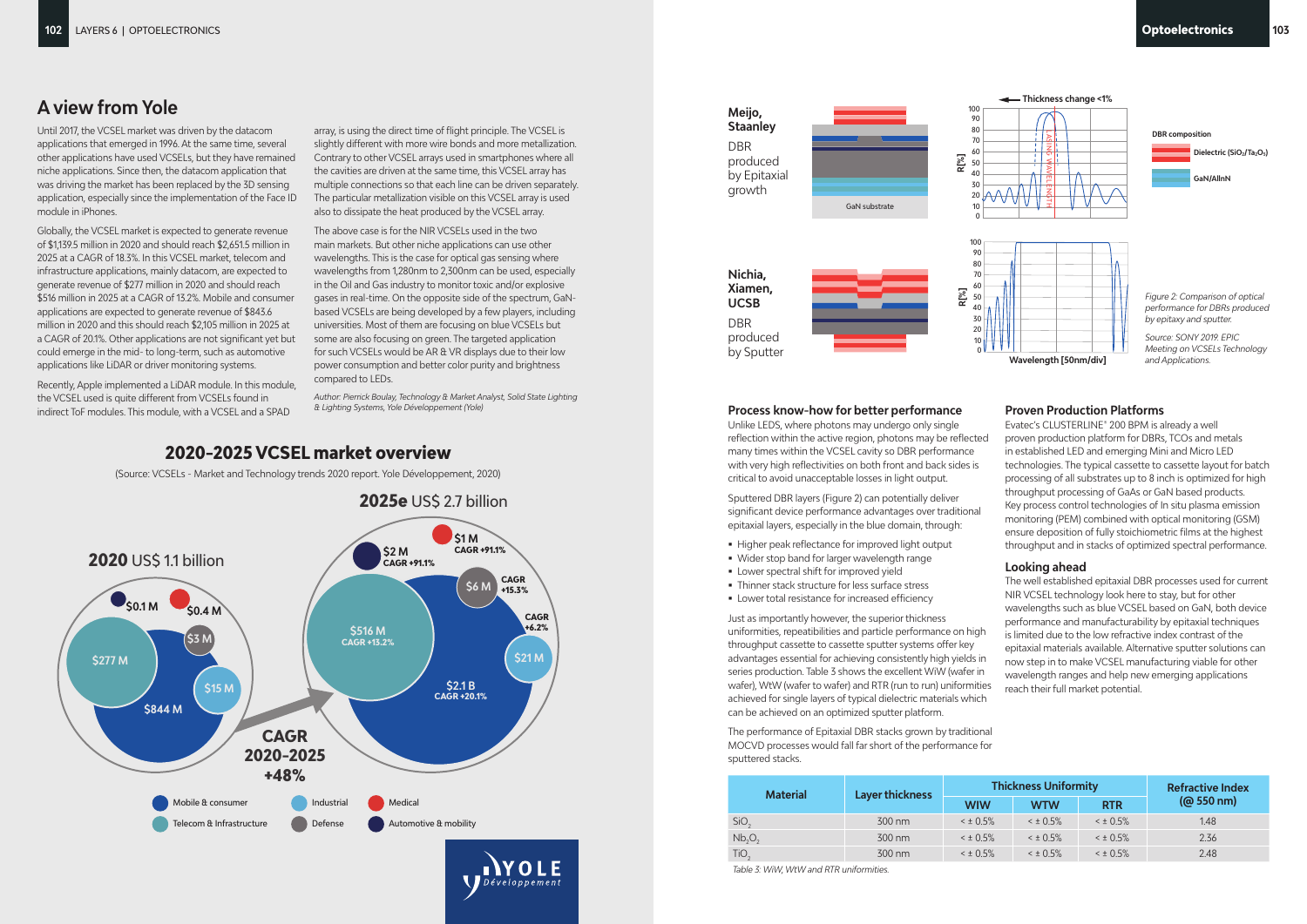# A view from Yole

Until 2017, the VCSEL market was driven by the datacom applications that emerged in 1996. At the same time, several other applications have used VCSELs, but they have remained niche applications, mainly datacom, are expected to generate revenue of. Since then, the datacom application that was driving the market has been replaced by the 3D sensing application, especially since the implementation of the Face ID module in iPhones.

Globally, the VCSEL market is expected to generate revenue of $1,139.5 million in 2020 and should reach $2,651.5 million in 2025 at a CAGR of 18.3%. In this VCSEL market, telecom and infrastructure applications, mainly datacom, are expected to generate revenue of $277 million in 2020 and should reach $516 million in 2025 at a CAGR of 13.2%. Mobile and consumer applications are expected to generate revenue of $843.6 million in 2020 and this should reach $2,105 million in 2025 at a CAGR of 20.1%. Other applications are not significant yet but could emerge in the mid- to long-term, such as automotive applications like LiDAR or driver monitoring systems.

Recently, Apple implemented a LiDAR module. In this module, the VCSEL used is quite different from VCSELs found in indirect ToF modules. This module, with a VCSEL and a SPAD array, is using the direct time of flight principle. The VCSEL is slightly different with more wire bonds and more metallization. Contrary to other VCSEL arrays used in smartphones where all the cavities are driven at the same time, this VCSEL array has multiple connections so that each line can be driven separately. The particular metallization visible on this VCSEL array is used also to dissipate the heat produced by the VCSEL array.

The above case is for the NIR VCSELs used in the two main markets. But other niche applications can use other wavelengths. This is the case for optical gas sensing where wavelengths from 1,280nm to 2,300nm can be used, especially in the Oil and Gas industry to monitor toxic and/or explosive gases in real-time. On the opposite side of the spectrum, GaN-based VCSELs are being developed by a few players, including universities. Most of them are focusing on blue VCSELs but some are also focusing on green. The targeted application for such VCSELs would be AR & VR displays due to their low power consumption and better color purity and brightness compared to LEDs.

*Author: Pierrick Boulay, Technology & Market Analyst, Solid State Lighting & Lighting Systems, Yole Développement (Yole)*

## 2020-2025 VCSEL market overview

(Source: VCSELs - Market and Technology trends 2020 report. Yole Développement, 2020)

2020 US$ 1.1 billion
$0.1 M
$0.4 M
$3 M
$277 M
$15 M
$844 M

2025e US$ 2.7 billion
$2 M CAGR +91.1%
$1 M CAGR +91.1%
$6 M CAGR +15.3%
$516 M CAGR +13.2%
CAGR +6.2%
$21 M
$2.1 B CAGR +20.1%

CAGR 2020-2025 +48%

Mobile & consumer
Telecom & Infrastructure
Industrial
Defense
Medical
Automotive & mobility

Meijo, Staanley
DBR produced by Epitaxial growth
GaN substrate
Thickness change <1%
LASING WAVELENGTH
R[%]
DBR composition
Dielectric ($SiO_2/Ta_2O_5$)
GaN/AlInN

Nichia, Xiamen, UCSB
DBR produced by Sputter
R[%]
Wavelength [50nm/div]

*Figure 2: Comparison of optical performance for DBRs produced by epitaxy and sputter.*

*Source: SONY 2019. EPIC Meeting on VCSELs Technology and Applications.*

### Process know-how for better performance

Unlike LEDS, where photons may undergo only single reflection within the active region, photons may be reflected many times within the VCSEL cavity so DBR performance with very high reflectivities on both front and back sides is critical to avoid unacceptable losses in light output.

Sputtered DBR layers (Figure 2) can potentially deliver significant device performance advantages over traditional epitaxial layers, especially in the blue domain, through:

- Higher peak reflectance for improved light output
- Wider stop band for larger wavelength range
- Lower spectral shift for improved yield
- Thinner stack structure for less surface stress
- Lower total resistance for increased efficiency

Just as importantly however, the superior thickness uniformities, repeatabilities and particle performance on high throughput cassette to cassette sputter systems offer key advantages essential for achieving consistently high yields in series production. Table 3 shows the excellent WiW (wafer in wafer), WtW (wafer to wafer) and RTR (run to run) uniformities achieved for single layers of typical dielectric materials which can be achieved on an optimized sputter platform.

The performance of Epitaxial DBR stacks grown by traditional MOCVD processes would fall far short of the performance for sputtered stacks.

### Proven Production Platforms

Evatec's CLUSTERLINE® 200 BPM is already a well proven production platform for DBRs, TCOs and metals in established LED and emerging Mini and Micro LED technologies. The typical cassette to cassette layout for batch processing of all substrates up to 8 inch is optimized for high throughput processing of GaAs or GaN based products. Key process control technologies of In situ plasma emission monitoring (PEM) combined with optical monitoring (GSM) ensure deposition of fully stoichiometric films at the highest throughput and in stacks of optimized spectral performance.

### Looking ahead

The well established epitaxial DBR processes used for current NIR VCSEL technology look here to stay, but for other wavelengths such as blue VCSEL based on GaN, both device performance and manufacturability by epitaxial techniques is limited due to the low refractive index contrast of the epitaxial materials available. Alternative sputter solutions can now step in to make VCSEL manufacturing viable for other wavelength ranges and help new emerging applications reach their full market potential.

| Material | Layer thickness | Thickness Uniformity | | | Refractive Index (@ 550 nm) |
|---|---|---|---|---|---|
| | | WIW | WTW | RTR | |
| $SiO_2$ | 300 nm | < ± 0.5% | < ± 0.5% | < ± 0.5% | 1.48 |
| $Nb_2O_5$ | 300 nm | < ± 0.5% | < ± 0.5% | < ± 0.5% | 2.36 |
| $TiO_2$ | 300 nm | < ± 0.5% | < ± 0.5% | < ± 0.5% | 2.48 |

*Table 3: WiW, WtW and RTR uniformities.*